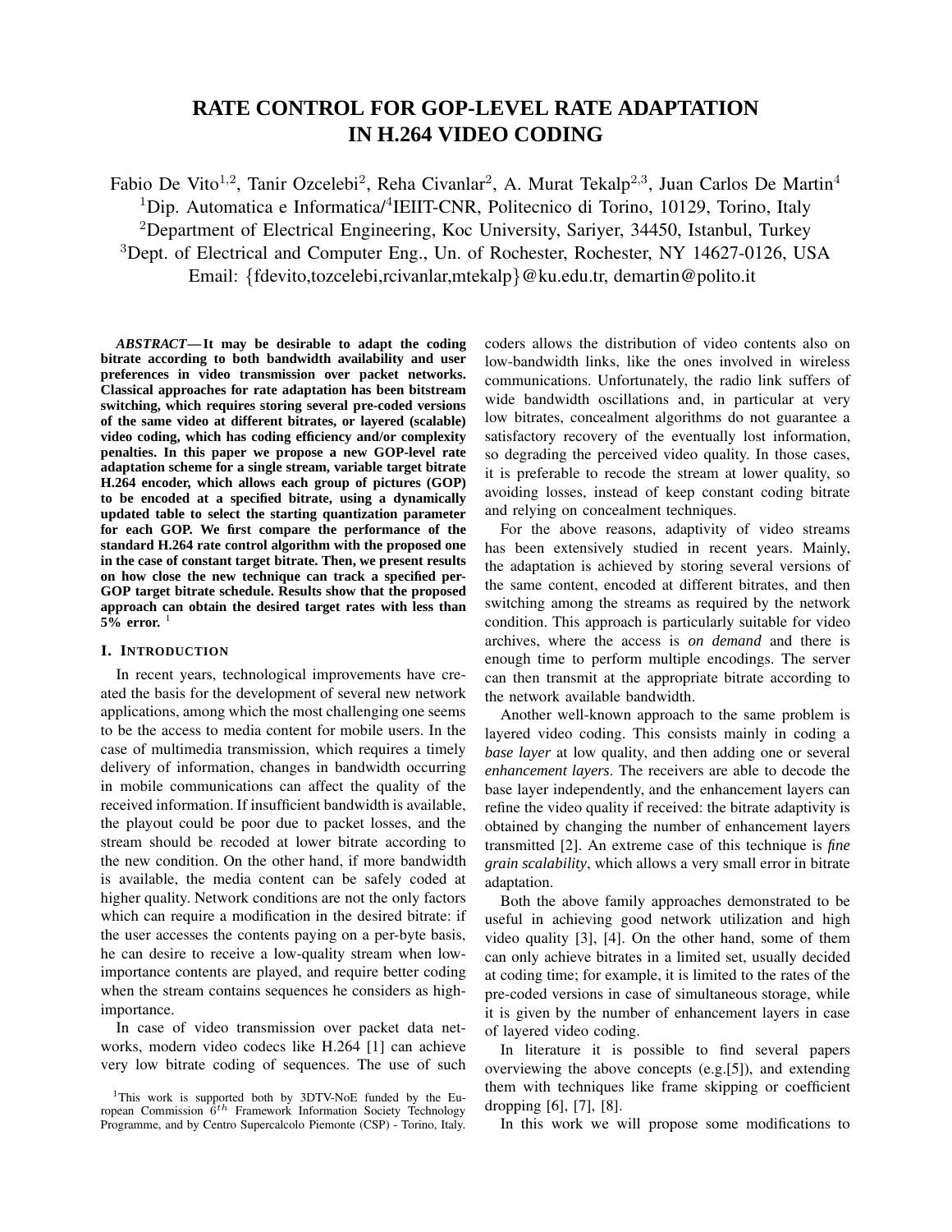# RATE CONTROL FOR GOP-LEVEL RATE ADAPTATION IN H.264 VIDEO CODING

Fabio De Vito[1,2], Tanir Ozcelebi[2], Reha Civanlar[2], A. Murat Tekalp[2,3], Juan Carlos De Martin[4]

[1]Dip. Automatica e Informatica/[4]IEIIT-CNR, Politecnico di Torino, 10129, Torino, Italy

[2]Department of Electrical Engineering, Koc University, Sariyer, 34450, Istanbul, Turkey

[3]Dept. of Electrical and Computer Eng., Un. of Rochester, Rochester, NY 14627-0126, USA

Email: {fdevito,tozcelebi,rcivanlar,mtekalp}@ku.edu.tr, demartin@polito.it

***ABSTRACT*— It may be desirable to adapt the coding bitrate according to both bandwidth availability and user preferences in video transmission over packet networks. Classical approaches for rate adaptation has been bitstream switching, which requires storing several pre-coded versions of the same video at different bitrates, or layered (scalable) video coding, which has coding efficiency and/or complexity penalties. In this paper we propose a new GOP-level rate adaptation scheme for a single stream, variable target bitrate H.264 encoder, which allows each group of pictures (GOP) to be encoded at a specified bitrate, using a dynamically updated table to select the starting quantization parameter for each GOP. We first compare the performance of the standard H.264 rate control algorithm with the proposed one in the case of constant target bitrate. Then, we present results on how close the new technique can track a specified per-GOP target bitrate schedule. Results show that the proposed approach can obtain the desired target rates with less than 5% error.** [1]

## I. Introduction

In recent years, technological improvements have created the basis for the development of several new network applications, among which the most challenging one seems to be the access to media content for mobile users. In the case of multimedia transmission, which requires a timely delivery of information, changes in bandwidth occurring in mobile communications can affect the quality of the received information. If insufficient bandwidth is available, the playout could be poor due to packet losses, and the stream should be recoded at lower bitrate according to the new condition. On the other hand, if more bandwidth is available, the media content can be safely coded at higher quality. Network conditions are not the only factors which can require a modification in the desired bitrate: if the user accesses the contents paying on a per-byte basis, he can desire to receive a low-quality stream when low-importance contents are played, and require better coding when the stream contains sequences he considers as high-importance.

In case of video transmission over packet data networks, modern video codecs like H.264 [1] can achieve very low bitrate coding of sequences. The use of such coders allows the distribution of video contents also on low-bandwidth links, like the ones involved in wireless communications. Unfortunately, the radio link suffers of wide bandwidth oscillations and, in particular at very low bitrates, concealment algorithms do not guarantee a satisfactory recovery of the eventually lost information, so degrading the perceived video quality. In those cases, it is preferable to recode the stream at lower quality, so avoiding losses, instead of keep constant coding bitrate and relying on concealment techniques.

For the above reasons, adaptivity of video streams has been extensively studied in recent years. Mainly, the adaptation is achieved by storing several versions of the same content, encoded at different bitrates, and then switching among the streams as required by the network condition. This approach is particularly suitable for video archives, where the access is *on demand* and there is enough time to perform multiple encodings. The server can then transmit at the appropriate bitrate according to the network available bandwidth.

Another well-known approach to the same problem is layered video coding. This consists mainly in coding a *base layer* at low quality, and then adding one or several *enhancement layers*. The receivers are able to decode the base layer independently, and the enhancement layers can refine the video quality if received: the bitrate adaptivity is obtained by changing the number of enhancement layers transmitted [2]. An extreme case of this technique is *fine grain scalability*, which allows a very small error in bitrate adaptation.

Both the above family approaches demonstrated to be useful in achieving good network utilization and high video quality [3], [4]. On the other hand, some of them can only achieve bitrates in a limited set, usually decided at coding time; for example, it is limited to the rates of the pre-coded versions in case of simultaneous storage, while it is given by the number of enhancement layers in case of layered video coding.

In literature it is possible to find several papers overviewing the above concepts (e.g.[5]), and extending them with techniques like frame skipping or coefficient dropping [6], [7], [8].

In this work we will propose some modifications to

[1]This work is supported both by 3DTV-NoE funded by the European Commission $6^{th}$ Framework Information Society Technology Programme, and by Centro Supercalcolo Piemonte (CSP) - Torino, Italy.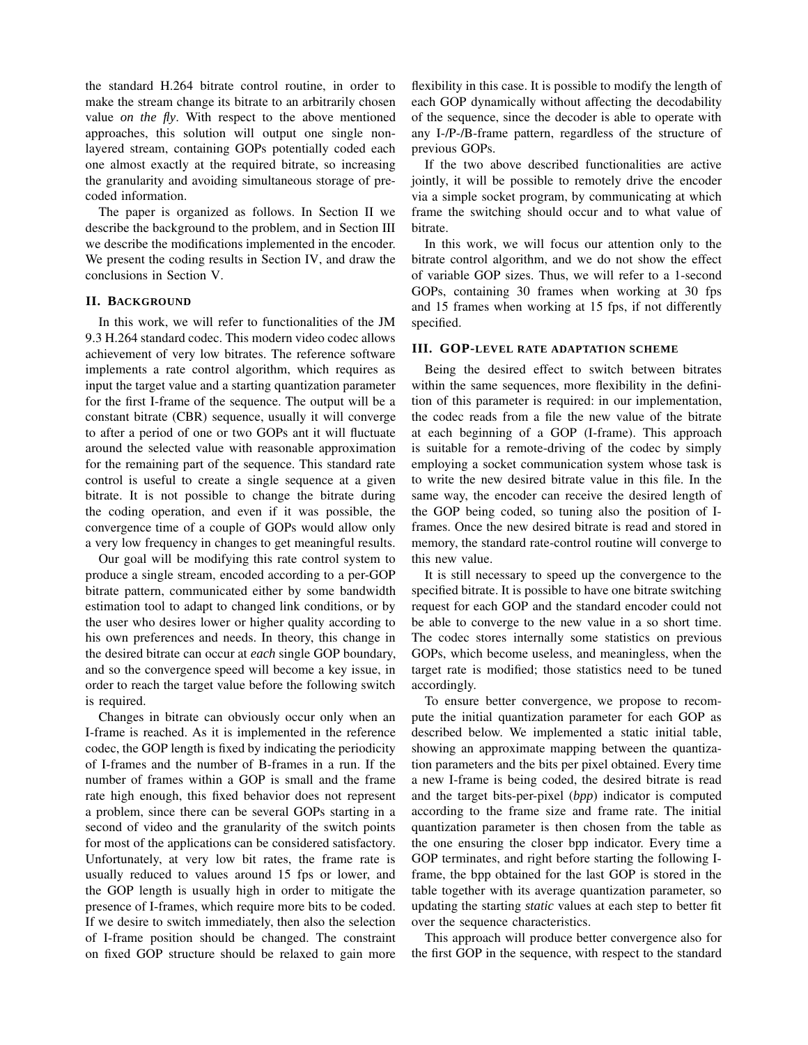the standard H.264 bitrate control routine, in order to make the stream change its bitrate to an arbitrarily chosen value *on the fly*. With respect to the above mentioned approaches, this solution will output one single non-layered stream, containing GOPs potentially coded each one almost exactly at the required bitrate, so increasing the granularity and avoiding simultaneous storage of pre-coded information.

The paper is organized as follows. In Section II we describe the background to the problem, and in Section III we describe the modifications implemented in the encoder. We present the coding results in Section IV, and draw the conclusions in Section V.

## II. Background

In this work, we will refer to functionalities of the JM 9.3 H.264 standard codec. This modern video codec allows achievement of very low bitrates. The reference software implements a rate control algorithm, which requires as input the target value and a starting quantization parameter for the first I-frame of the sequence. The output will be a constant bitrate (CBR) sequence, usually it will converge to after a period of one or two GOPs ant it will fluctuate around the selected value with reasonable approximation for the remaining part of the sequence. This standard rate control is useful to create a single sequence at a given bitrate. It is not possible to change the bitrate during the coding operation, and even if it was possible, the convergence time of a couple of GOPs would allow only a very low frequency in changes to get meaningful results.

Our goal will be modifying this rate control system to produce a single stream, encoded according to a per-GOP bitrate pattern, communicated either by some bandwidth estimation tool to adapt to changed link conditions, or by the user who desires lower or higher quality according to his own preferences and needs. In theory, this change in the desired bitrate can occur at *each* single GOP boundary, and so the convergence speed will become a key issue, in order to reach the target value before the following switch is required.

Changes in bitrate can obviously occur only when an I-frame is reached. As it is implemented in the reference codec, the GOP length is fixed by indicating the periodicity of I-frames and the number of B-frames in a run. If the number of frames within a GOP is small and the frame rate high enough, this fixed behavior does not represent a problem, since there can be several GOPs starting in a second of video and the granularity of the switch points for most of the applications can be considered satisfactory. Unfortunately, at very low bit rates, the frame rate is usually reduced to values around 15 fps or lower, and the GOP length is usually high in order to mitigate the presence of I-frames, which require more bits to be coded. If we desire to switch immediately, then also the selection of I-frame position should be changed. The constraint on fixed GOP structure should be relaxed to gain more flexibility in this case. It is possible to modify the length of each GOP dynamically without affecting the decodability of the sequence, since the decoder is able to operate with any I-/P-/B-frame pattern, regardless of the structure of previous GOPs.

If the two above described functionalities are active jointly, it will be possible to remotely drive the encoder via a simple socket program, by communicating at which frame the switching should occur and to what value of bitrate.

In this work, we will focus our attention only to the bitrate control algorithm, and we do not show the effect of variable GOP sizes. Thus, we will refer to a 1-second GOPs, containing 30 frames when working at 30 fps and 15 frames when working at 15 fps, if not differently specified.

## III. GOP-level rate adaptation scheme

Being the desired effect to switch between bitrates within the same sequences, more flexibility in the definition of this parameter is required: in our implementation, the codec reads from a file the new value of the bitrate at each beginning of a GOP (I-frame). This approach is suitable for a remote-driving of the codec by simply employing a socket communication system whose task is to write the new desired bitrate value in this file. In the same way, the encoder can receive the desired length of the GOP being coded, so tuning also the position of I-frames. Once the new desired bitrate is read and stored in memory, the standard rate-control routine will converge to this new value.

It is still necessary to speed up the convergence to the specified bitrate. It is possible to have one bitrate switching request for each GOP and the standard encoder could not be able to converge to the new value in a so short time. The codec stores internally some statistics on previous GOPs, which become useless, and meaningless, when the target rate is modified; those statistics need to be tuned accordingly.

To ensure better convergence, we propose to recompute the initial quantization parameter for each GOP as described below. We implemented a static initial table, showing an approximate mapping between the quantization parameters and the bits per pixel obtained. Every time a new I-frame is being coded, the desired bitrate is read and the target bits-per-pixel (*bpp*) indicator is computed according to the frame size and frame rate. The initial quantization parameter is then chosen from the table as the one ensuring the closer bpp indicator. Every time a GOP terminates, and right before starting the following I-frame, the bpp obtained for the last GOP is stored in the table together with its average quantization parameter, so updating the starting *static* values at each step to better fit over the sequence characteristics.

This approach will produce better convergence also for the first GOP in the sequence, with respect to the standard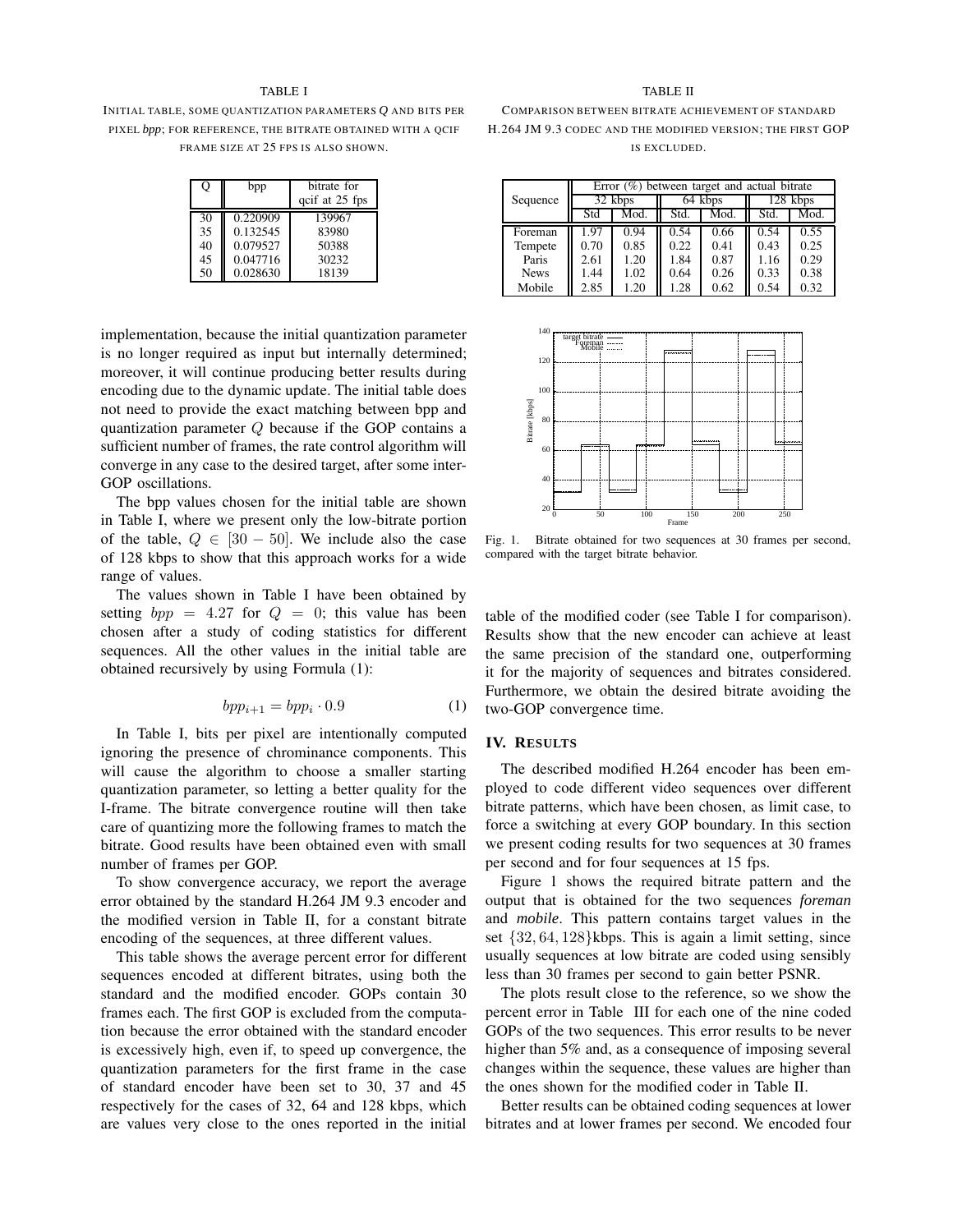TABLE I

INITIAL TABLE, SOME QUANTIZATION PARAMETERS *Q* AND BITS PER PIXEL *bpp*; FOR REFERENCE, THE BITRATE OBTAINED WITH A QCIF FRAME SIZE AT 25 FPS IS ALSO SHOWN.

| Q | bpp | bitrate for qcif at 25 fps |
|---|---|---|
| 30 | 0.220909 | 139967 |
| 35 | 0.132545 | 83980 |
| 40 | 0.079527 | 50388 |
| 45 | 0.047716 | 30232 |
| 50 | 0.028630 | 18139 |

implementation, because the initial quantization parameter is no longer required as input but internally determined; moreover, it will continue producing better results during encoding due to the dynamic update. The initial table does not need to provide the exact matching between bpp and quantization parameter $Q$ because if the GOP contains a sufficient number of frames, the rate control algorithm will converge in any case to the desired target, after some inter-GOP oscillations.

The bpp values chosen for the initial table are shown in Table I, where we present only the low-bitrate portion of the table, $Q \in [30 - 50]$. We include also the case of 128 kbps to show that this approach works for a wide range of values.

The values shown in Table I have been obtained by setting $bpp = 4.27$ for $Q = 0$; this value has been chosen after a study of coding statistics for different sequences. All the other values in the initial table are obtained recursively by using Formula (1):

$$bpp_{i+1} = bpp_i \cdot 0.9 \tag{1}$$

In Table I, bits per pixel are intentionally computed ignoring the presence of chrominance components. This will cause the algorithm to choose a smaller starting quantization parameter, so letting a better quality for the I-frame. The bitrate convergence routine will then take care of quantizing more the following frames to match the bitrate. Good results have been obtained even with small number of frames per GOP.

To show convergence accuracy, we report the average error obtained by the standard H.264 JM 9.3 encoder and the modified version in Table II, for a constant bitrate encoding of the sequences, at three different values.

This table shows the average percent error for different sequences encoded at different bitrates, using both the standard and the modified encoder. GOPs contain 30 frames each. The first GOP is excluded from the computation because the error obtained with the standard encoder is excessively high, even if, to speed up convergence, the quantization parameters for the first frame in the case of standard encoder have been set to 30, 37 and 45 respectively for the cases of 32, 64 and 128 kbps, which are values very close to the ones reported in the initial table of the modified coder (see Table I for comparison). Results show that the new encoder can achieve at least the same precision of the standard one, outperforming it for the majority of sequences and bitrates considered. Furthermore, we obtain the desired bitrate avoiding the two-GOP convergence time.

TABLE II

COMPARISON BETWEEN BITRATE ACHIEVEMENT OF STANDARD H.264 JM 9.3 CODEC AND THE MODIFIED VERSION; THE FIRST GOP IS EXCLUDED.

| Sequence | Error (%) between target and actual bitrate | | | | | |
|---|---|---|---|---|---|---|
| | 32 kbps | | 64 kbps | | 128 kbps | |
| | Std | Mod. | Std. | Mod. | Std. | Mod. |
| Foreman | 1.97 | 0.94 | 0.54 | 0.66 | 0.54 | 0.55 |
| Tempete | 0.70 | 0.85 | 0.22 | 0.41 | 0.43 | 0.25 |
| Paris | 2.61 | 1.20 | 1.84 | 0.87 | 1.16 | 0.29 |
| News | 1.44 | 1.02 | 0.64 | 0.26 | 0.33 | 0.38 |
| Mobile | 2.85 | 1.20 | 1.28 | 0.62 | 0.54 | 0.32 |

Fig. 1. Bitrate obtained for two sequences at 30 frames per second, compared with the target bitrate behavior.

## IV. RESULTS

The described modified H.264 encoder has been employed to code different video sequences over different bitrate patterns, which have been chosen, as limit case, to force a switching at every GOP boundary. In this section we present coding results for two sequences at 30 frames per second and for four sequences at 15 fps.

Figure 1 shows the required bitrate pattern and the output that is obtained for the two sequences *foreman* and *mobile*. This pattern contains target values in the set $\{32, 64, 128\}$kbps. This is again a limit setting, since usually sequences at low bitrate are coded using sensibly less than 30 frames per second to gain better PSNR.

The plots result close to the reference, so we show the percent error in Table III for each one of the nine coded GOPs of the two sequences. This error results to be never higher than 5% and, as a consequence of imposing several changes within the sequence, these values are higher than the ones shown for the modified coder in Table II.

Better results can be obtained coding sequences at lower bitrates and at lower frames per second. We encoded four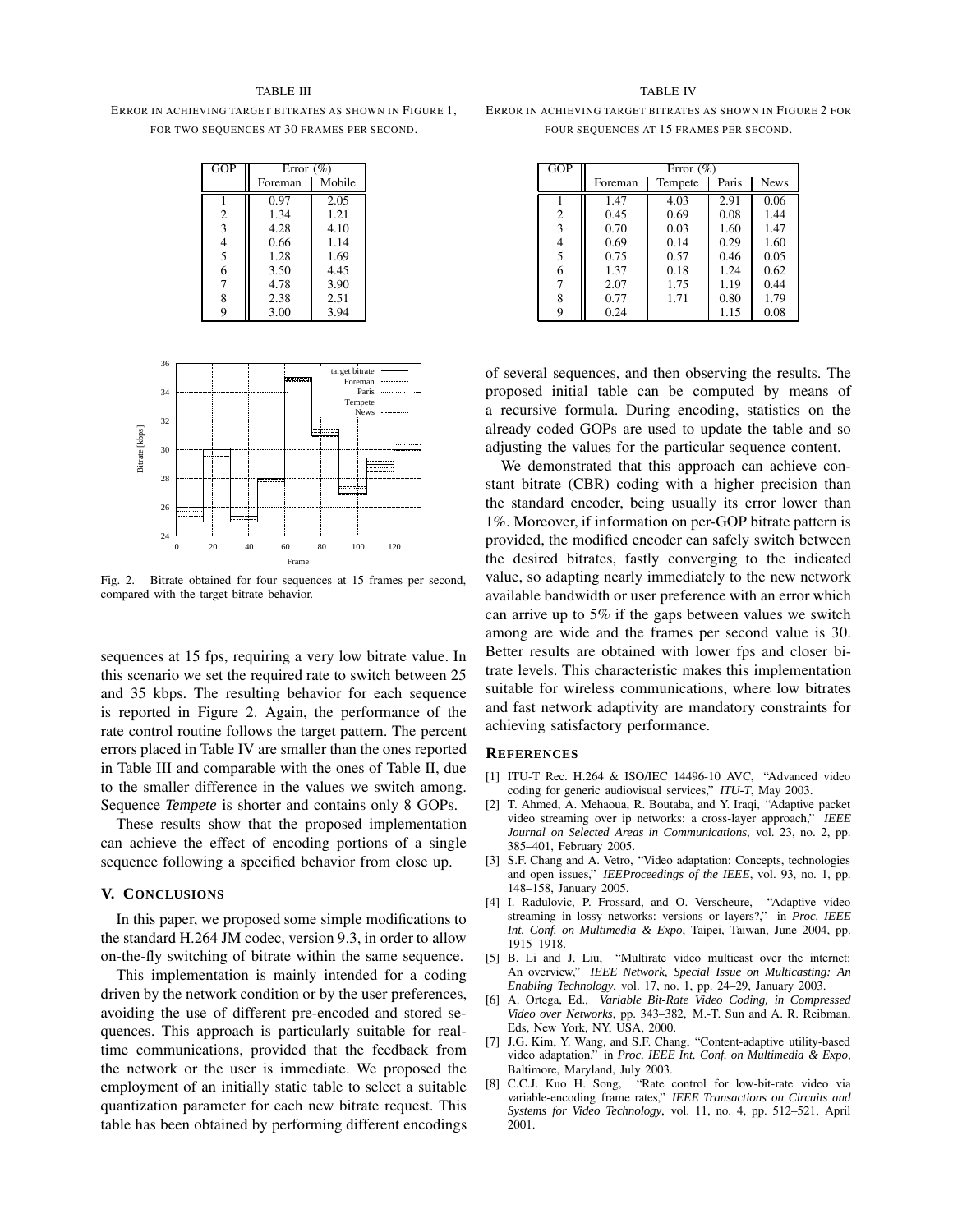TABLE III

ERROR IN ACHIEVING TARGET BITRATES AS SHOWN IN FIGURE 1, FOR TWO SEQUENCES AT 30 FRAMES PER SECOND.

| GOP | Error (%) | |
|---|---|---|
| | Foreman | Mobile |
| 1 | 0.97 | 2.05 |
| 2 | 1.34 | 1.21 |
| 3 | 4.28 | 4.10 |
| 4 | 0.66 | 1.14 |
| 5 | 1.28 | 1.69 |
| 6 | 3.50 | 4.45 |
| 7 | 4.78 | 3.90 |
| 8 | 2.38 | 2.51 |
| 9 | 3.00 | 3.94 |

TABLE IV

ERROR IN ACHIEVING TARGET BITRATES AS SHOWN IN FIGURE 2 FOR FOUR SEQUENCES AT 15 FRAMES PER SECOND.

| GOP | Error (%) | | | |
|---|---|---|---|---|
| | Foreman | Tempete | Paris | News |
| 1 | 1.47 | 4.03 | 2.91 | 0.06 |
| 2 | 0.45 | 0.69 | 0.08 | 1.44 |
| 3 | 0.70 | 0.03 | 1.60 | 1.47 |
| 4 | 0.69 | 0.14 | 0.29 | 1.60 |
| 5 | 0.75 | 0.57 | 0.46 | 0.05 |
| 6 | 1.37 | 0.18 | 1.24 | 0.62 |
| 7 | 2.07 | 1.75 | 1.19 | 0.44 |
| 8 | 0.77 | 1.71 | 0.80 | 1.79 |
| 9 | 0.24 | | 1.15 | 0.08 |

Bitrate [kbps]
36
34
32
30
28
26
24
0 20 40 60 80 100 120
Frame
target bitrate
Foreman
Paris
Tempete
News

Fig. 2. Bitrate obtained for four sequences at 15 frames per second, compared with the target bitrate behavior.

sequences at 15 fps, requiring a very low bitrate value. In this scenario we set the required rate to switch between 25 and 35 kbps. The resulting behavior for each sequence is reported in Figure 2. Again, the performance of the rate control routine follows the target pattern. The percent errors placed in Table IV are smaller than the ones reported in Table III and comparable with the ones of Table II, due to the smaller difference in the values we switch among. Sequence *Tempete* is shorter and contains only 8 GOPs.

These results show that the proposed implementation can achieve the effect of encoding portions of a single sequence following a specified behavior from close up.

## V. Conclusions

In this paper, we proposed some simple modifications to the standard H.264 JM codec, version 9.3, in order to allow on-the-fly switching of bitrate within the same sequence.

This implementation is mainly intended for a coding driven by the network condition or by the user preferences, avoiding the use of different pre-encoded and stored sequences. This approach is particularly suitable for real-time communications, provided that the feedback from the network or the user is immediate. We proposed the employment of an initially static table to select a suitable quantization parameter for each new bitrate request. This table has been obtained by performing different encodings of several sequences, and then observing the results. The proposed initial table can be computed by means of a recursive formula. During encoding, statistics on the already coded GOPs are used to update the table and so adjusting the values for the particular sequence content.

We demonstrated that this approach can achieve constant bitrate (CBR) coding with a higher precision than the standard encoder, being usually its error lower than 1%. Moreover, if information on per-GOP bitrate pattern is provided, the modified encoder can safely switch between the desired bitrates, fastly converging to the indicated value, so adapting nearly immediately to the new network available bandwidth or user preference with an error which can arrive up to 5% if the gaps between values we switch among are wide and the frames per second value is 30. Better results are obtained with lower fps and closer bitrate levels. This characteristic makes this implementation suitable for wireless communications, where low bitrates and fast network adaptivity are mandatory constraints for achieving satisfactory performance.

## References

[1] ITU-T Rec. H.264 & ISO/IEC 14496-10 AVC, "Advanced video coding for generic audiovisual services," *ITU-T*, May 2003.

[2] T. Ahmed, A. Mehaoua, R. Boutaba, and Y. Iraqi, "Adaptive packet video streaming over ip networks: a cross-layer approach," *IEEE Journal on Selected Areas in Communications*, vol. 23, no. 2, pp. 385–401, February 2005.

[3] S.F. Chang and A. Vetro, "Video adaptation: Concepts, technologies and open issues," *IEEEProceedings of the IEEE*, vol. 93, no. 1, pp. 148–158, January 2005.

[4] I. Radulovic, P. Frossard, and O. Verscheure, "Adaptive video streaming in lossy networks: versions or layers?," in *Proc. IEEE Int. Conf. on Multimedia & Expo*, Taipei, Taiwan, June 2004, pp. 1915–1918.

[5] B. Li and J. Liu, "Multirate video multicast over the internet: An overview," *IEEE Network, Special Issue on Multicasting: An Enabling Technology*, vol. 17, no. 1, pp. 24–29, January 2003.

[6] A. Ortega, Ed., *Variable Bit-Rate Video Coding, in Compressed Video over Networks*, pp. 343–382, M.-T. Sun and A. R. Reibman, Eds, New York, NY, USA, 2000.

[7] J.G. Kim, Y. Wang, and S.F. Chang, "Content-adaptive utility-based video adaptation," in *Proc. IEEE Int. Conf. on Multimedia & Expo*, Baltimore, Maryland, July 2003.

[8] C.C.J. Kuo H. Song, "Rate control for low-bit-rate video via variable-encoding frame rates," *IEEE Transactions on Circuits and Systems for Video Technology*, vol. 11, no. 4, pp. 512–521, April 2001.